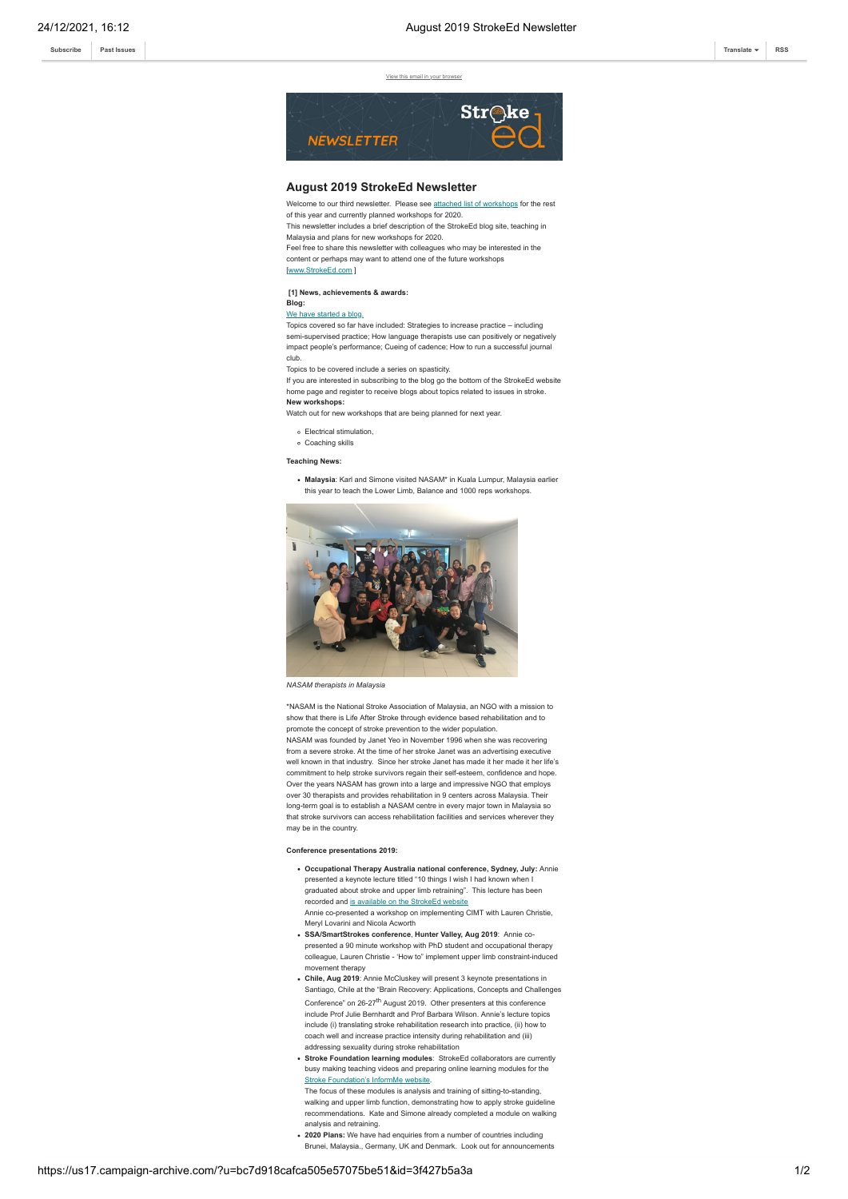View this email in your browser

# August 2019 StrokeEd Newsletter

Welcome to our third newsletter. Please see attached list of workshops for the rest of this year and currently planned workshops for 2020.
This newsletter includes a brief description of the StrokeEd blog site, teaching in Malaysia and plans for new workshops for 2020.
Feel free to share this newsletter with colleagues who may be interested in the content or perhaps may want to attend one of the future workshops [www.StrokeEd.com ]

**[1] News, achievements & awards:**

**Blog:**

We have started a blog.
Topics covered so far have included: Strategies to increase practice – including semi-supervised practice; How language therapists use can positively or negatively impact people's performance; Cueing of cadence; How to run a successful journal club.
Topics to be covered include a series on spasticity.
If you are interested in subscribing to the blog go the bottom of the StrokeEd website home page and register to receive blogs about topics related to issues in stroke.

**New workshops:**

Watch out for new workshops that are being planned for next year.

- Electrical stimulation,
- Coaching skills

**Teaching News:**

- **Malaysia**: Karl and Simone visited NASAM* in Kuala Lumpur, Malaysia earlier this year to teach the Lower Limb, Balance and 1000 reps workshops.

*NASAM therapists in Malaysia*

*NASAM is the National Stroke Association of Malaysia, an NGO with a mission to show that there is Life After Stroke through evidence based rehabilitation and to promote the concept of stroke prevention to the wider population.
NASAM was founded by Janet Yeo in November 1996 when she was recovering from a severe stroke. At the time of her stroke Janet was an advertising executive well known in that industry. Since her stroke Janet has made it her made it her life's commitment to help stroke survivors regain their self-esteem, confidence and hope. Over the years NASAM has grown into a large and impressive NGO that employs over 30 therapists and provides rehabilitation in 9 centers across Malaysia. Their long-term goal is to establish a NASAM centre in every major town in Malaysia so that stroke survivors can access rehabilitation facilities and services wherever they may be in the country.

**Conference presentations 2019:**

- **Occupational Therapy Australia national conference, Sydney, July:** Annie presented a keynote lecture titled "10 things I wish I had known when I graduated about stroke and upper limb retraining". This lecture has been recorded and is available on the StrokeEd website
  Annie co-presented a workshop on implementing CIMT with Lauren Christie, Meryl Lovarini and Nicola Acworth
- **SSA/SmartStrokes conference**, **Hunter Valley, Aug 2019**: Annie co-presented a 90 minute workshop with PhD student and occupational therapy colleague, Lauren Christie - 'How to" implement upper limb constraint-induced movement therapy
- **Chile, Aug 2019**: Annie McCluskey will present 3 keynote presentations in Santiago, Chile at the "Brain Recovery: Applications, Concepts and Challenges Conference" on 26-27th August 2019. Other presenters at this conference include Prof Julie Bernhardt and Prof Barbara Wilson. Annie's lecture topics include (i) translating stroke rehabilitation research into practice, (ii) how to coach well and increase practice intensity during rehabilitation and (iii) addressing sexuality during stroke rehabilitation
- **Stroke Foundation learning modules**: StrokeEd collaborators are currently busy making teaching videos and preparing online learning modules for the Stroke Foundation's InformMe website.
  The focus of these modules is analysis and training of sitting-to-standing, walking and upper limb function, demonstrating how to apply stroke guideline recommendations. Kate and Simone already completed a module on walking analysis and retraining.
- **2020 Plans:** We have had enquiries from a number of countries including Brunei, Malaysia., Germany, UK and Denmark. Look out for announcements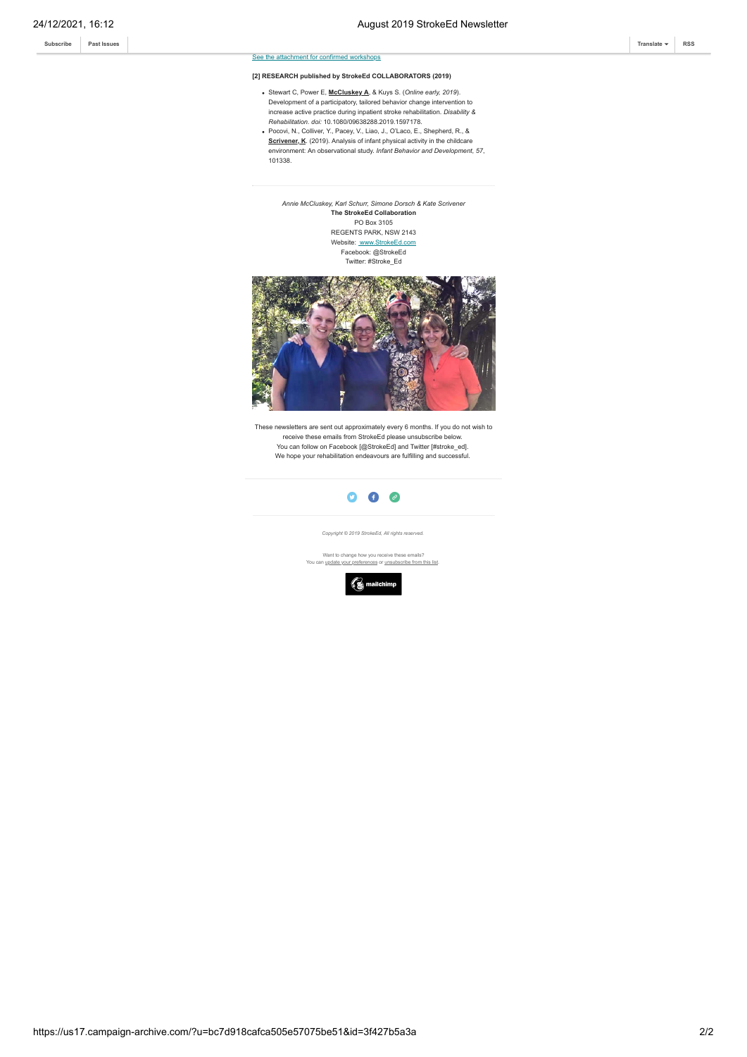See the attachment for confirmed workshops

**[2] RESEARCH published by StrokeEd COLLABORATORS (2019)**

- Stewart C, Power E, **McCluskey A**, & Kuys S. (*Online early, 2019*). Development of a participatory, tailored behavior change intervention to increase active practice during inpatient stroke rehabilitation. *Disability & Rehabilitation. doi:* 10.1080/09638288.2019.1597178.
- Pocovi, N., Colliver, Y., Pacey, V., Liao, J., O'Laco, E., Shepherd, R., & **Scrivener, K**. (2019). Analysis of infant physical activity in the childcare environment: An observational study. *Infant Behavior and Development, 57*, 101338.

---

*Annie McCluskey, Karl Schurr, Simone Dorsch & Kate Scrivener*
**The StrokeEd Collaboration**
PO Box 3105
REGENTS PARK, NSW 2143
Website: www.StrokeEd.com
Facebook: @StrokeEd
Twitter: #Stroke_Ed

These newsletters are sent out approximately every 6 months. If you do not wish to receive these emails from StrokeEd please unsubscribe below.
You can follow on Facebook [@StrokeEd] and Twitter [#stroke_ed].
We hope your rehabilitation endeavours are fulfilling and successful.

---

*Copyright © 2019 StrokeEd, All rights reserved.*

Want to change how you receive these emails?
You can update your preferences or unsubscribe from this list.